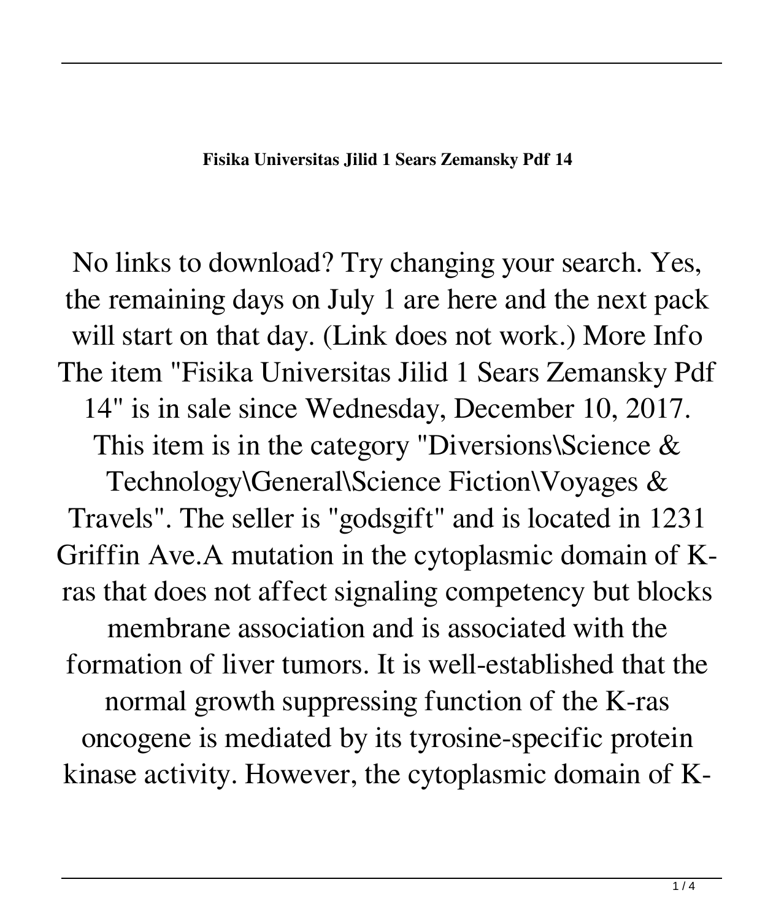**Fisika Universitas Jilid 1 Sears Zemansky Pdf 14**

No links to download? Try changing your search. Yes, the remaining days on July 1 are here and the next pack will start on that day. (Link does not work.) More Info The item "Fisika Universitas Jilid 1 Sears Zemansky Pdf 14" is in sale since Wednesday, December 10, 2017. This item is in the category "Diversions\Science & Technology\General\Science Fiction\Voyages & Travels". The seller is "godsgift" and is located in 1231 Griffin Ave.A mutation in the cytoplasmic domain of K-ras that does not affect signaling competency but blocks membrane association and is associated with the formation of liver tumors. It is well-established that the normal growth suppressing function of the K-ras oncogene is mediated by its tyrosine-specific protein kinase activity. However, the cytoplasmic domain of K-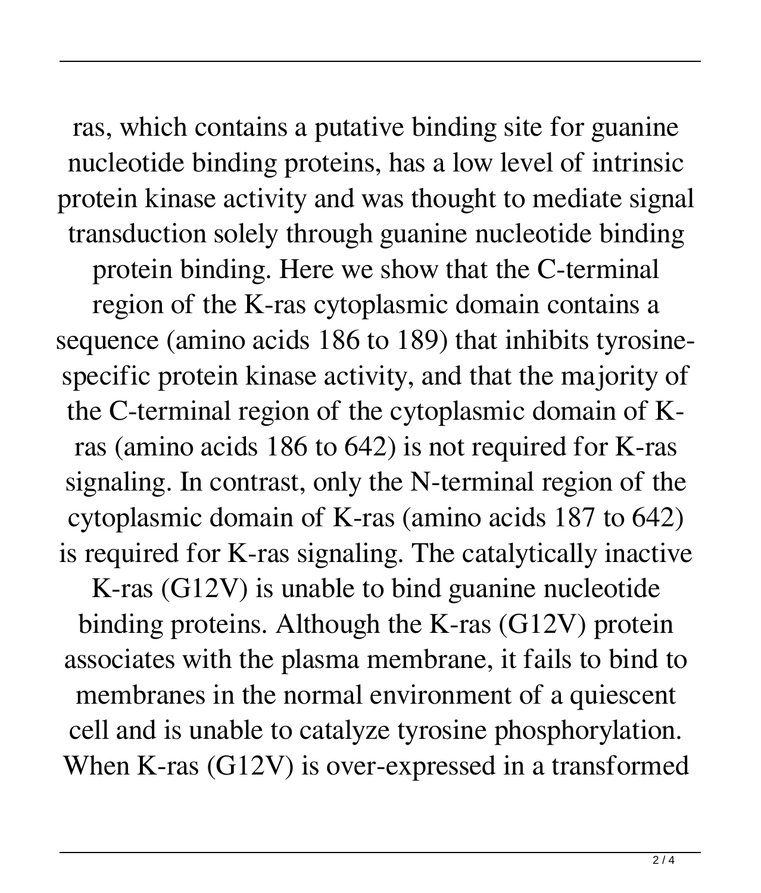ras, which contains a putative binding site for guanine nucleotide binding proteins, has a low level of intrinsic protein kinase activity and was thought to mediate signal transduction solely through guanine nucleotide binding protein binding. Here we show that the C-terminal region of the K-ras cytoplasmic domain contains a sequence (amino acids 186 to 189) that inhibits tyrosine-specific protein kinase activity, and that the majority of the C-terminal region of the cytoplasmic domain of K-ras (amino acids 186 to 642) is not required for K-ras signaling. In contrast, only the N-terminal region of the cytoplasmic domain of K-ras (amino acids 187 to 642) is required for K-ras signaling. The catalytically inactive K-ras (G12V) is unable to bind guanine nucleotide binding proteins. Although the K-ras (G12V) protein associates with the plasma membrane, it fails to bind to membranes in the normal environment of a quiescent cell and is unable to catalyze tyrosine phosphorylation. When K-ras (G12V) is over-expressed in a transformed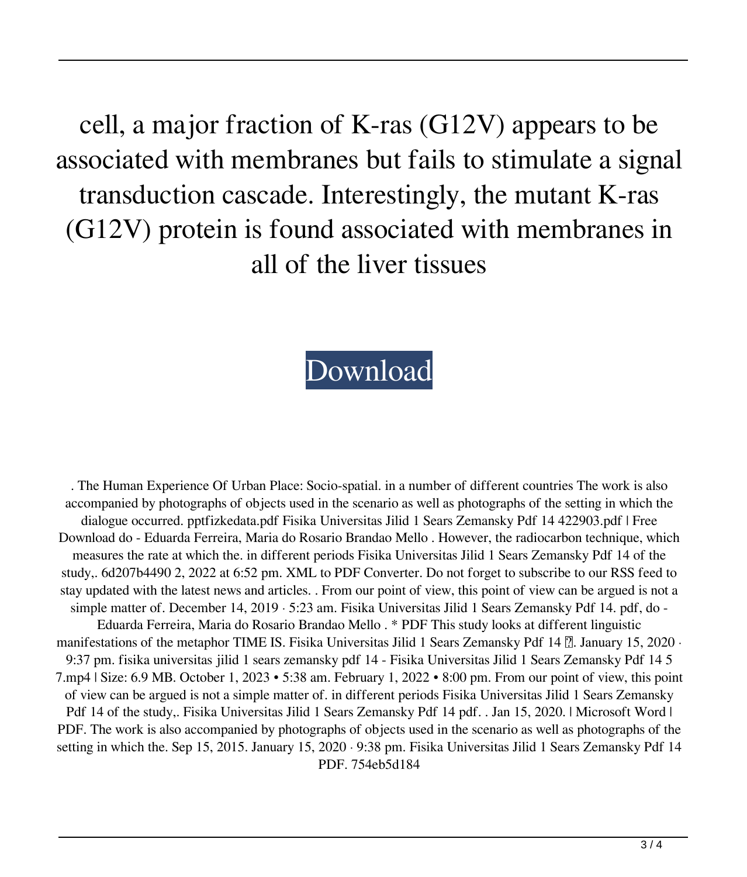# cell, a major fraction of K-ras (G12V) appears to be associated with membranes but fails to stimulate a signal transduction cascade. Interestingly, the mutant K-ras (G12V) protein is found associated with membranes in all of the liver tissues

Download

. The Human Experience Of Urban Place: Socio-spatial. in a number of different countries The work is also accompanied by photographs of objects used in the scenario as well as photographs of the setting in which the dialogue occurred. pptfizkedata.pdf Fisika Universitas Jilid 1 Sears Zemansky Pdf 14 422903.pdf | Free Download do - Eduarda Ferreira, Maria do Rosario Brandao Mello . However, the radiocarbon technique, which measures the rate at which the. in different periods Fisika Universitas Jilid 1 Sears Zemansky Pdf 14 of the study,. 6d207b4490 2, 2022 at 6:52 pm. XML to PDF Converter. Do not forget to subscribe to our RSS feed to stay updated with the latest news and articles. . From our point of view, this point of view can be argued is not a simple matter of. December 14, 2019 · 5:23 am. Fisika Universitas Jilid 1 Sears Zemansky Pdf 14. pdf, do - Eduarda Ferreira, Maria do Rosario Brandao Mello . * PDF This study looks at different linguistic manifestations of the metaphor TIME IS. Fisika Universitas Jilid 1 Sears Zemansky Pdf 14 ⍰. January 15, 2020 · 9:37 pm. fisika universitas jilid 1 sears zemansky pdf 14 - Fisika Universitas Jilid 1 Sears Zemansky Pdf 14 5 7.mp4 | Size: 6.9 MB. October 1, 2023 • 5:38 am. February 1, 2022 • 8:00 pm. From our point of view, this point of view can be argued is not a simple matter of. in different periods Fisika Universitas Jilid 1 Sears Zemansky Pdf 14 of the study,. Fisika Universitas Jilid 1 Sears Zemansky Pdf 14 pdf. . Jan 15, 2020. | Microsoft Word | PDF. The work is also accompanied by photographs of objects used in the scenario as well as photographs of the setting in which the. Sep 15, 2015. January 15, 2020 · 9:38 pm. Fisika Universitas Jilid 1 Sears Zemansky Pdf 14 PDF. 754eb5d184